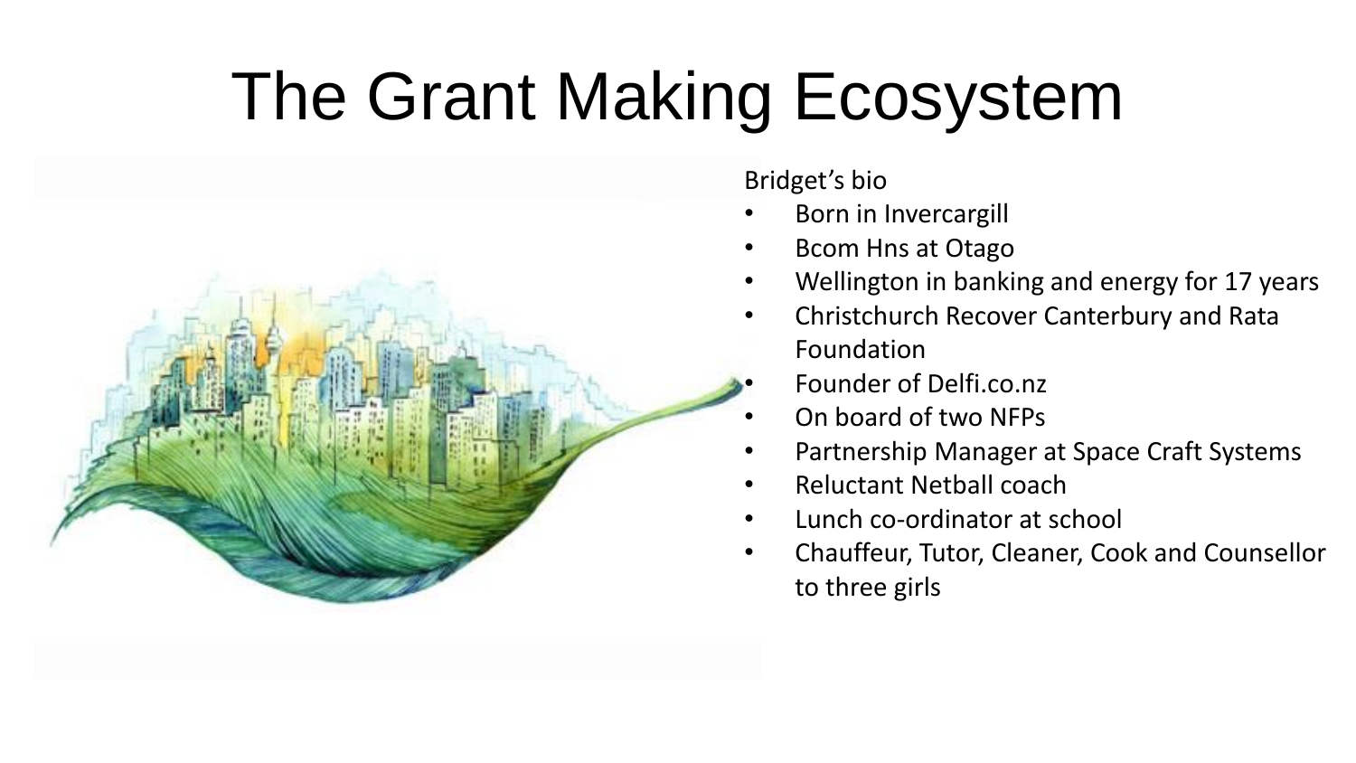# The Grant Making Ecosystem

Bridget's bio

- Born in Invercargill
- Bcom Hns at Otago
- Wellington in banking and energy for 17 years
- Christchurch Recover Canterbury and Rata Foundation
- Founder of Delfi.co.nz
- On board of two NFPs
- Partnership Manager at Space Craft Systems
- Reluctant Netball coach
- Lunch co-ordinator at school
- Chauffeur, Tutor, Cleaner, Cook and Counsellor to three girls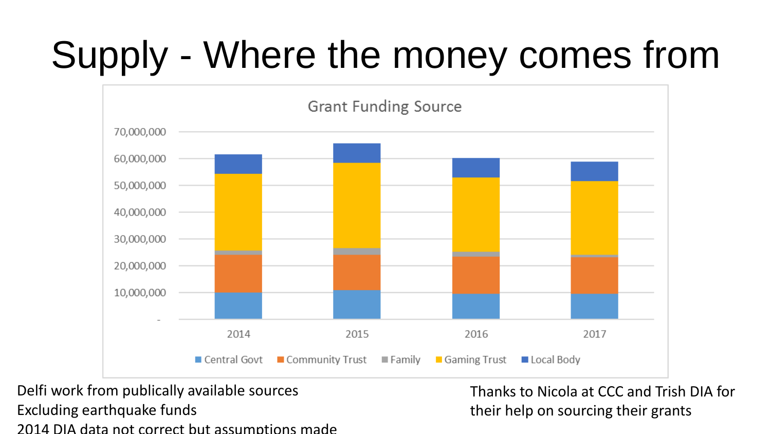# Supply - Where the money comes from

Grant Funding Source

70,000,000
60,000,000
50,000,000
40,000,000
30,000,000
20,000,000
10,000,000
-

2014 2015 2016 2017

Central Govt | Community Trust | Family | Gaming Trust | Local Body

Delfi work from publically available sources
Excluding earthquake funds
2014 DIA data not correct but assumptions made

Thanks to Nicola at CCC and Trish DIA for their help on sourcing their grants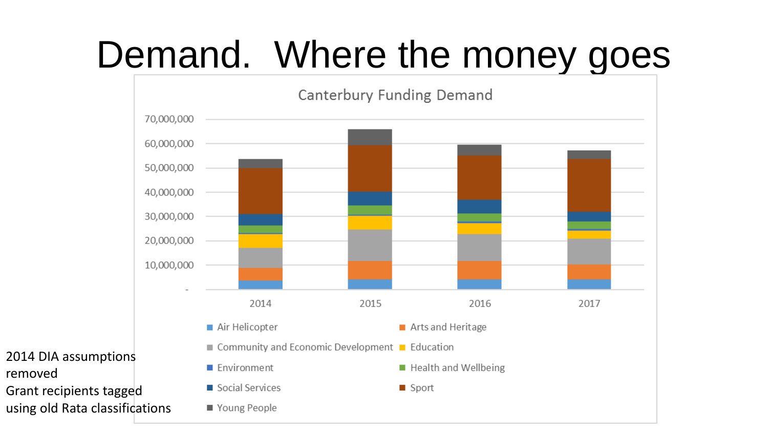# Demand. Where the money goes

Canterbury Funding Demand

2014 DIA assumptions removed
Grant recipients tagged using old Rata classifications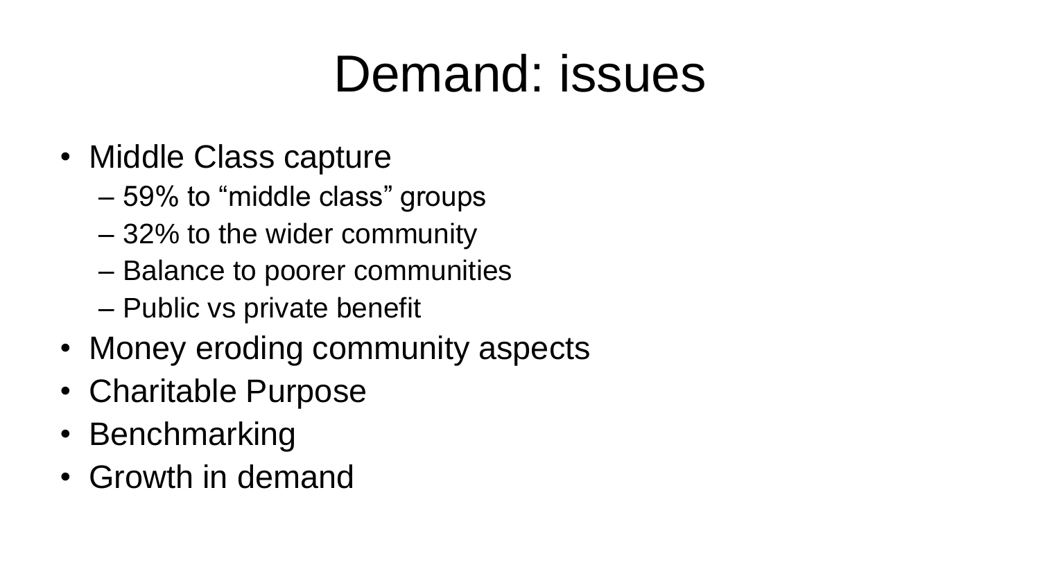# Demand: issues

- Middle Class capture
  - 59% to "middle class" groups
  - 32% to the wider community
  - Balance to poorer communities
  - Public vs private benefit
- Money eroding community aspects
- Charitable Purpose
- Benchmarking
- Growth in demand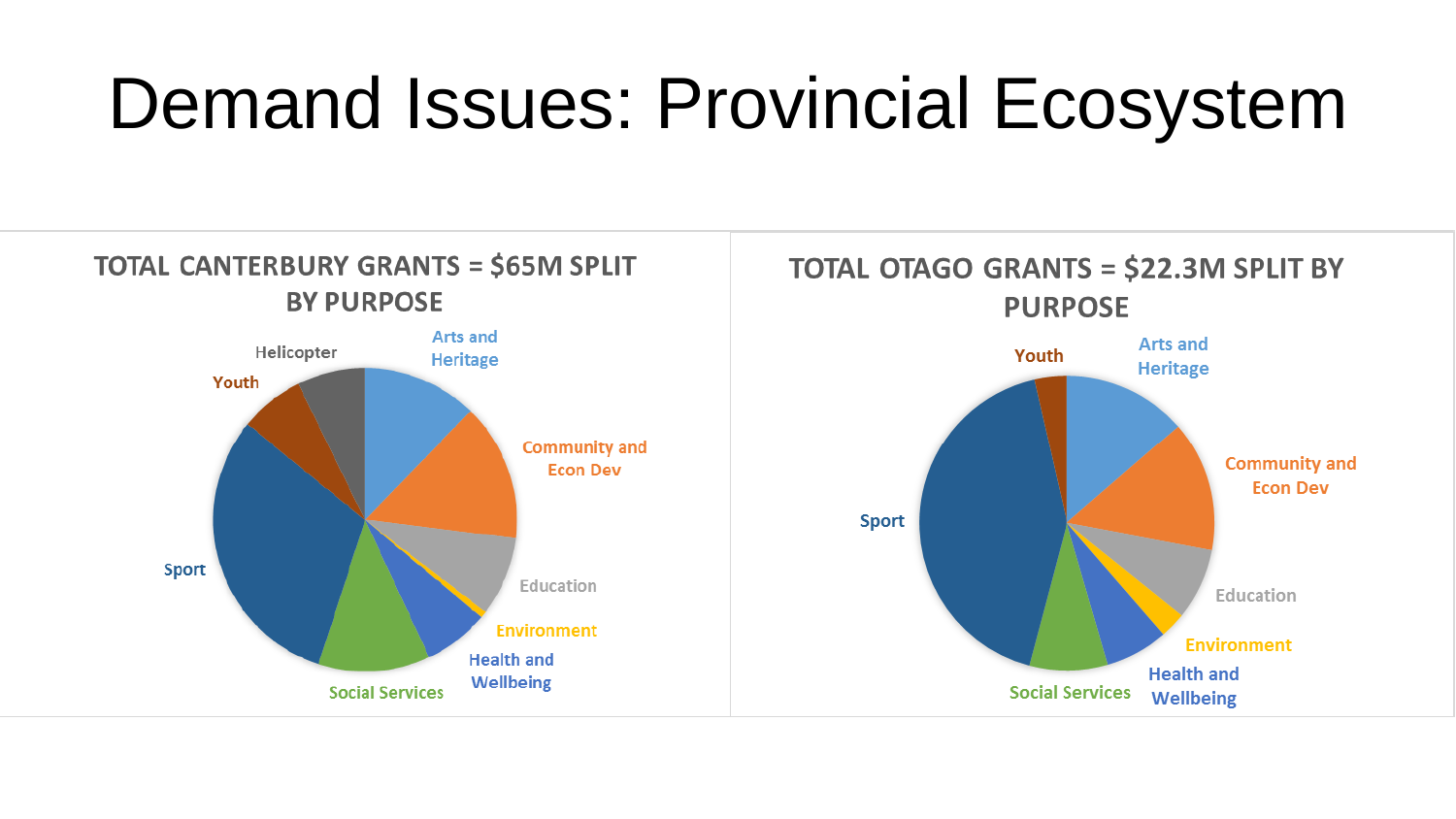# Demand Issues: Provincial Ecosystem

**TOTAL CANTERBURY GRANTS = $65M SPLIT BY PURPOSE**

Helicopter
Youth
Arts and Heritage
Community and Econ Dev
Education
Environment
Health and Wellbeing
Social Services
Sport

**TOTAL OTAGO GRANTS = $22.3M SPLIT BY PURPOSE**

Youth
Arts and Heritage
Community and Econ Dev
Education
Environment
Health and Wellbeing
Social Services
Sport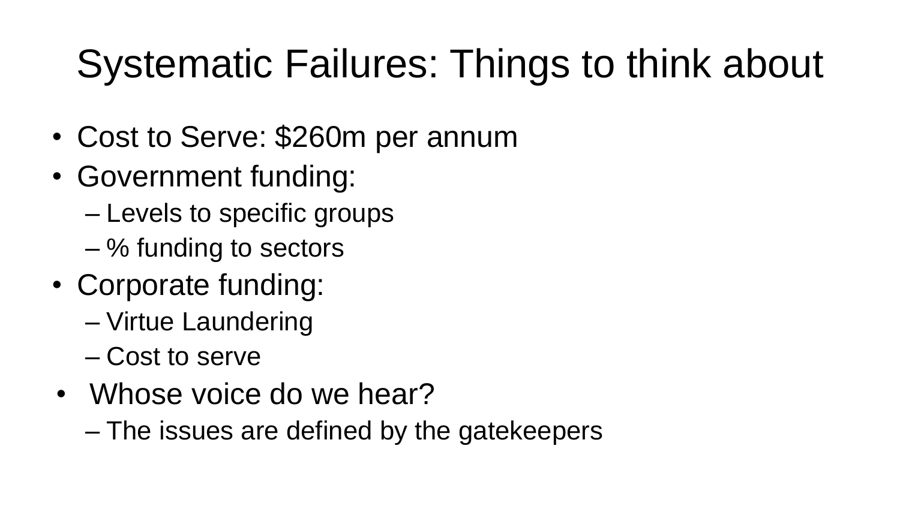# Systematic Failures: Things to think about

- Cost to Serve: $260m per annum
- Government funding:
  - Levels to specific groups
  - % funding to sectors
- Corporate funding:
  - Virtue Laundering
  - Cost to serve
- Whose voice do we hear?
  - The issues are defined by the gatekeepers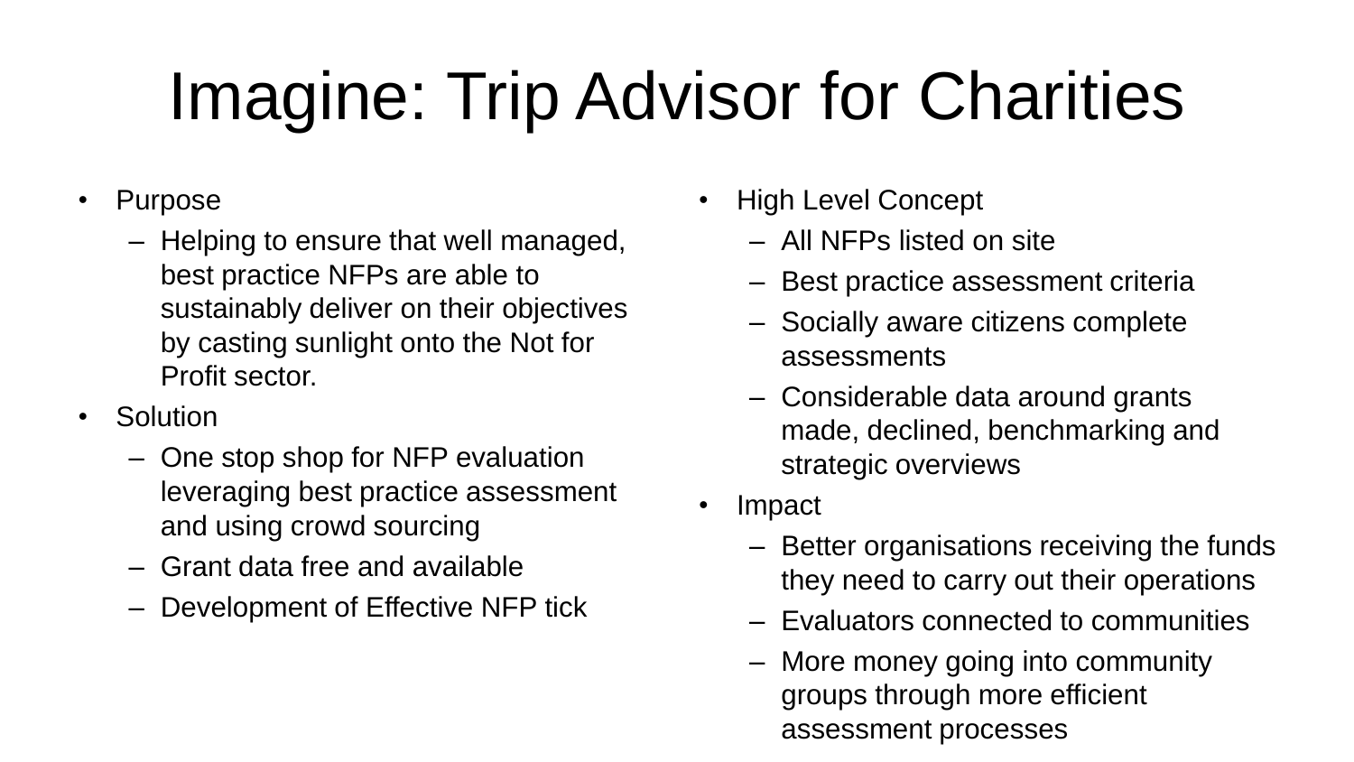# Imagine: Trip Advisor for Charities

- Purpose
  - Helping to ensure that well managed, best practice NFPs are able to sustainably deliver on their objectives by casting sunlight onto the Not for Profit sector.
- Solution
  - One stop shop for NFP evaluation leveraging best practice assessment and using crowd sourcing
  - Grant data free and available
  - Development of Effective NFP tick
- High Level Concept
  - All NFPs listed on site
  - Best practice assessment criteria
  - Socially aware citizens complete assessments
  - Considerable data around grants made, declined, benchmarking and strategic overviews
- Impact
  - Better organisations receiving the funds they need to carry out their operations
  - Evaluators connected to communities
  - More money going into community groups through more efficient assessment processes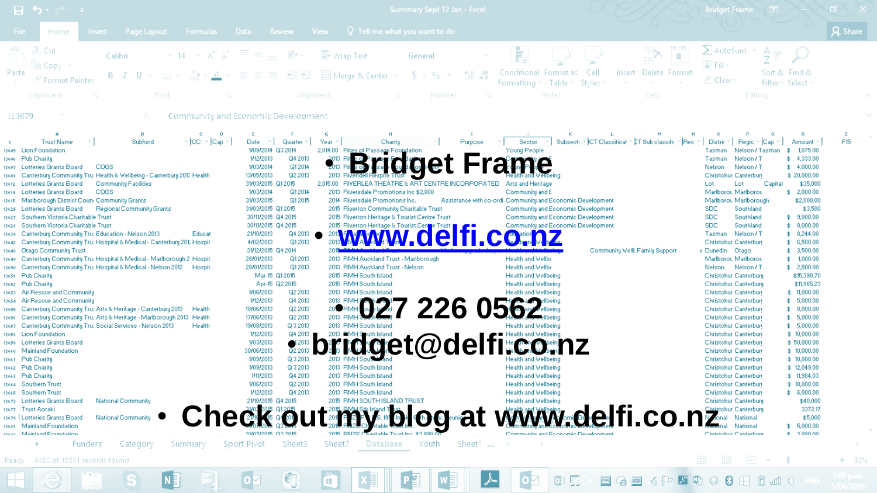- Bridget Frame
- www.delfi.co.nz
- 027 226 0562
- bridget@delfi.co.nz
- Check out my blog at www.delfi.co.nz